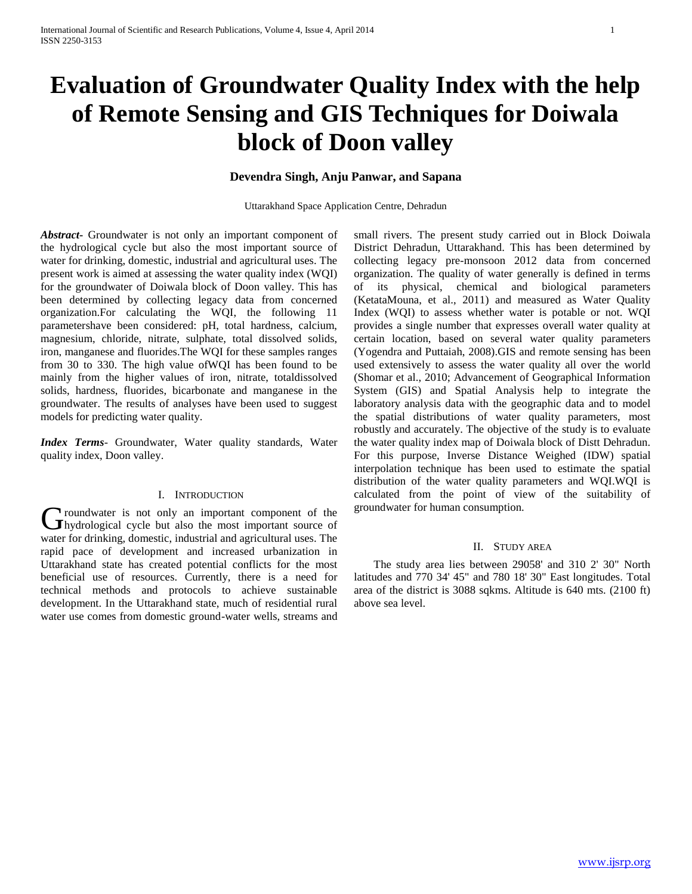# Evaluation of Groundwater Quality Index with the help of Remote Sensing and GIS Techniques for Doiwala block of Doon valley

**Devendra Singh, Anju Panwar, and Sapana**

Uttarakhand Space Application Centre, Dehradun

***Abstract-*** Groundwater is not only an important component of the hydrological cycle but also the most important source of water for drinking, domestic, industrial and agricultural uses. The present work is aimed at assessing the water quality index (WQI) for the groundwater of Doiwala block of Doon valley. This has been determined by collecting legacy data from concerned organization.For calculating the WQI, the following 11 parametershave been considered: pH, total hardness, calcium, magnesium, chloride, nitrate, sulphate, total dissolved solids, iron, manganese and fluorides.The WQI for these samples ranges from 30 to 330. The high value ofWQI has been found to be mainly from the higher values of iron, nitrate, totaldissolved solids, hardness, fluorides, bicarbonate and manganese in the groundwater. The results of analyses have been used to suggest models for predicting water quality.

***Index Terms*-** Groundwater, Water quality standards, Water quality index, Doon valley.

## I. Introduction

Groundwater is not only an important component of the hydrological cycle but also the most important source of water for drinking, domestic, industrial and agricultural uses. The rapid pace of development and increased urbanization in Uttarakhand state has created potential conflicts for the most beneficial use of resources. Currently, there is a need for technical methods and protocols to achieve sustainable development. In the Uttarakhand state, much of residential rural water use comes from domestic ground-water wells, streams and small rivers. The present study carried out in Block Doiwala District Dehradun, Uttarakhand. This has been determined by collecting legacy pre-monsoon 2012 data from concerned organization. The quality of water generally is defined in terms of its physical, chemical and biological parameters (KetataMouna, et al., 2011) and measured as Water Quality Index (WQI) to assess whether water is potable or not. WQI provides a single number that expresses overall water quality at certain location, based on several water quality parameters (Yogendra and Puttaiah, 2008).GIS and remote sensing has been used extensively to assess the water quality all over the world (Shomar et al., 2010; Advancement of Geographical Information System (GIS) and Spatial Analysis help to integrate the laboratory analysis data with the geographic data and to model the spatial distributions of water quality parameters, most robustly and accurately. The objective of the study is to evaluate the water quality index map of Doiwala block of Distt Dehradun. For this purpose, Inverse Distance Weighed (IDW) spatial interpolation technique has been used to estimate the spatial distribution of the water quality parameters and WQI.WQI is calculated from the point of view of the suitability of groundwater for human consumption.

## II. Study area

The study area lies between 29058' and 310 2' 30" North latitudes and 770 34' 45" and 780 18' 30" East longitudes. Total area of the district is 3088 sqkms. Altitude is 640 mts. (2100 ft) above sea level.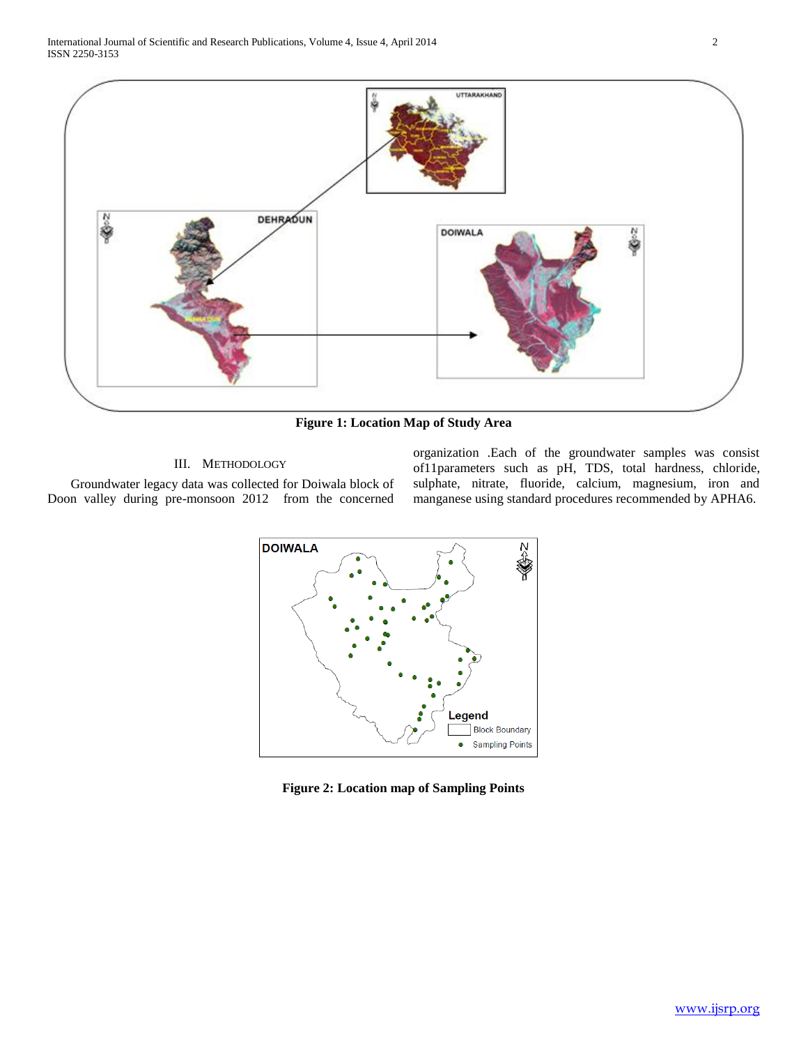Figure 1: Location Map of Study Area

## III. Methodology

Groundwater legacy data was collected for Doiwala block of Doon valley during pre-monsoon 2012 from the concerned organization .Each of the groundwater samples was consist of11parameters such as pH, TDS, total hardness, chloride, sulphate, nitrate, fluoride, calcium, magnesium, iron and manganese using standard procedures recommended by APHA6.

Figure 2: Location map of Sampling Points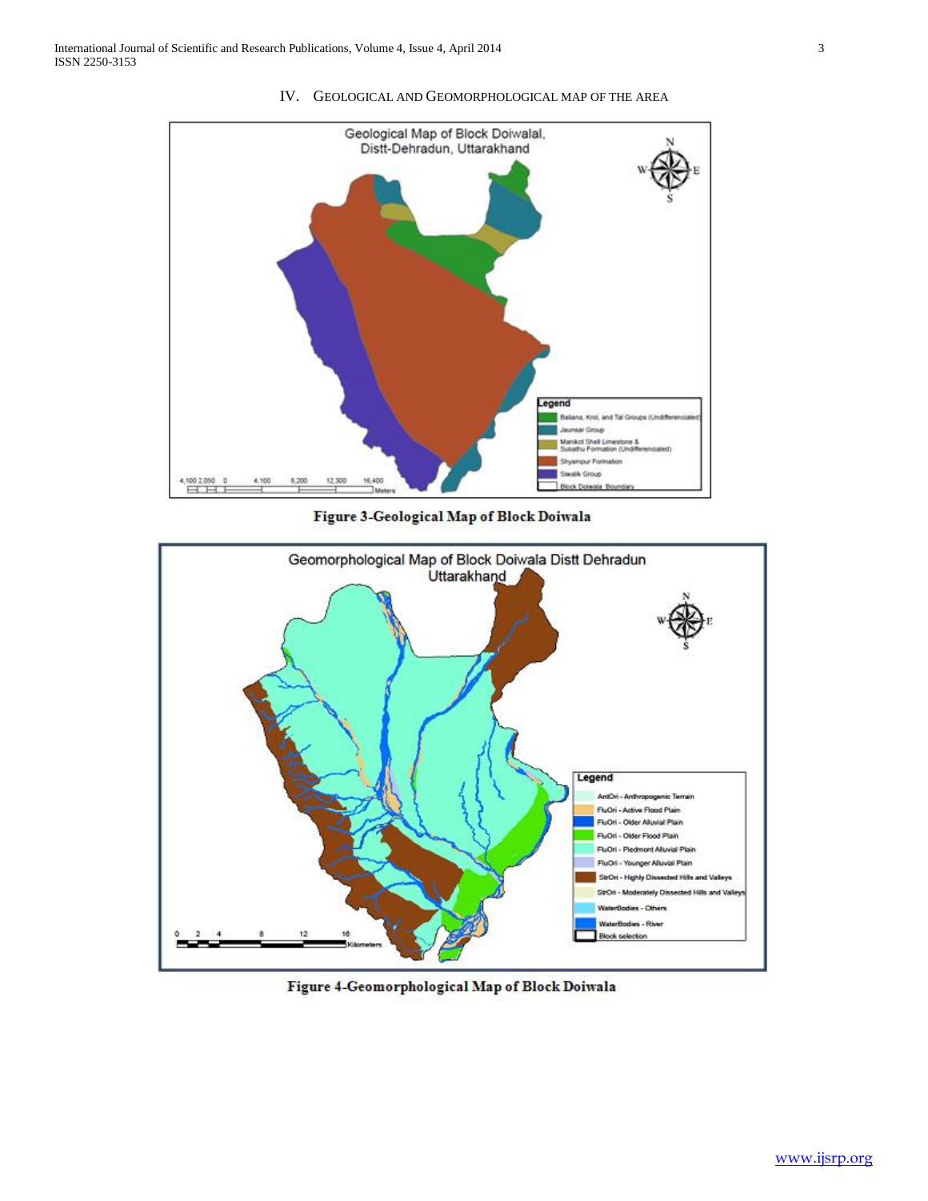## IV. GEOLOGICAL AND GEOMORPHOLOGICAL MAP OF THE AREA

Figure 3-Geological Map of Block Doiwala

Figure 4-Geomorphological Map of Block Doiwala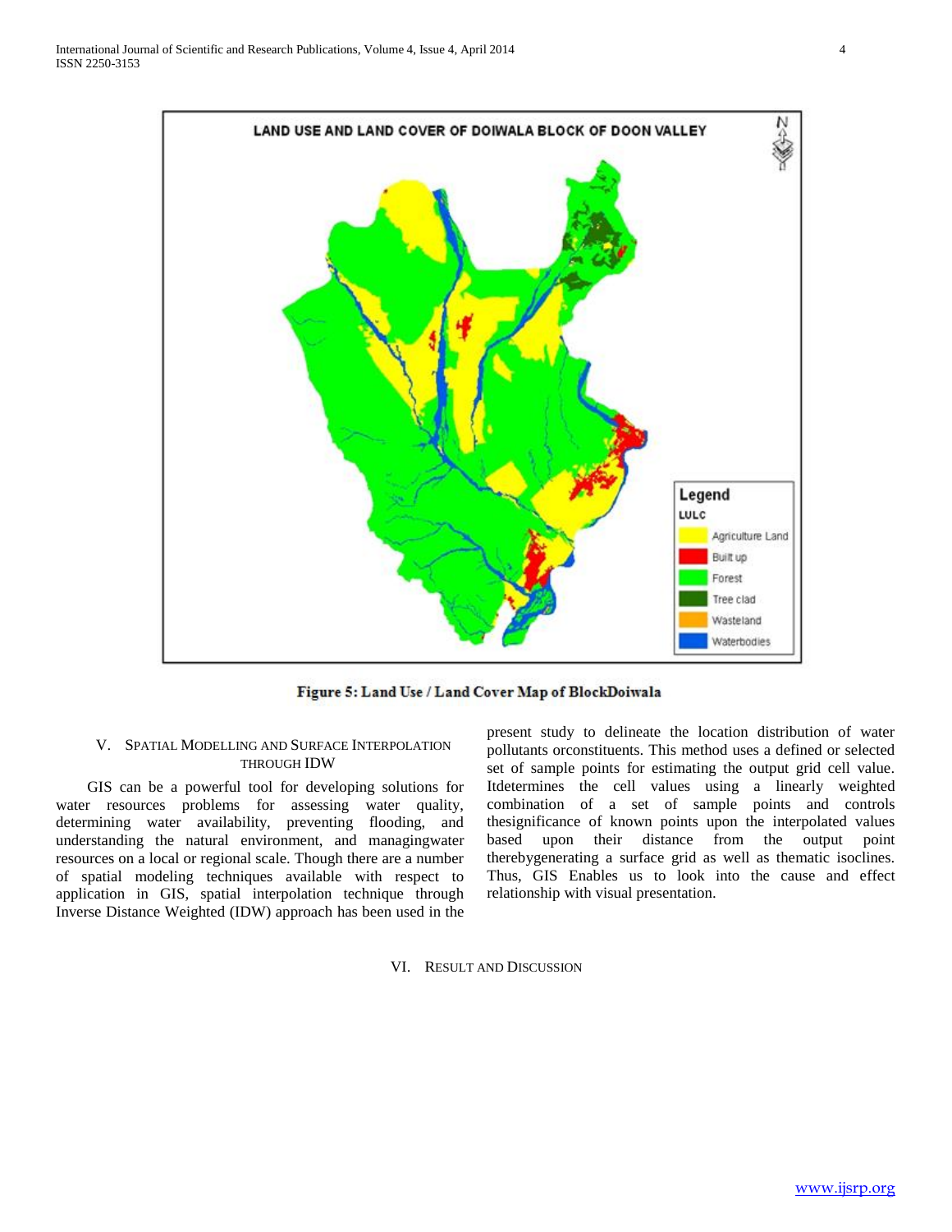Figure 5: Land Use / Land Cover Map of BlockDoiwala

## V. Spatial Modelling and Surface Interpolation through IDW

GIS can be a powerful tool for developing solutions for water resources problems for assessing water quality, determining water availability, preventing flooding, and understanding the natural environment, and managingwater resources on a local or regional scale. Though there are a number of spatial modeling techniques available with respect to application in GIS, spatial interpolation technique through Inverse Distance Weighted (IDW) approach has been used in the present study to delineate the location distribution of water pollutants orconstituents. This method uses a defined or selected set of sample points for estimating the output grid cell value. Itdetermines the cell values using a linearly weighted combination of a set of sample points and controls thesignificance of known points upon the interpolated values based upon their distance from the output point therebygenerating a surface grid as well as thematic isoclines. Thus, GIS Enables us to look into the cause and effect relationship with visual presentation.

## VI. Result and Discussion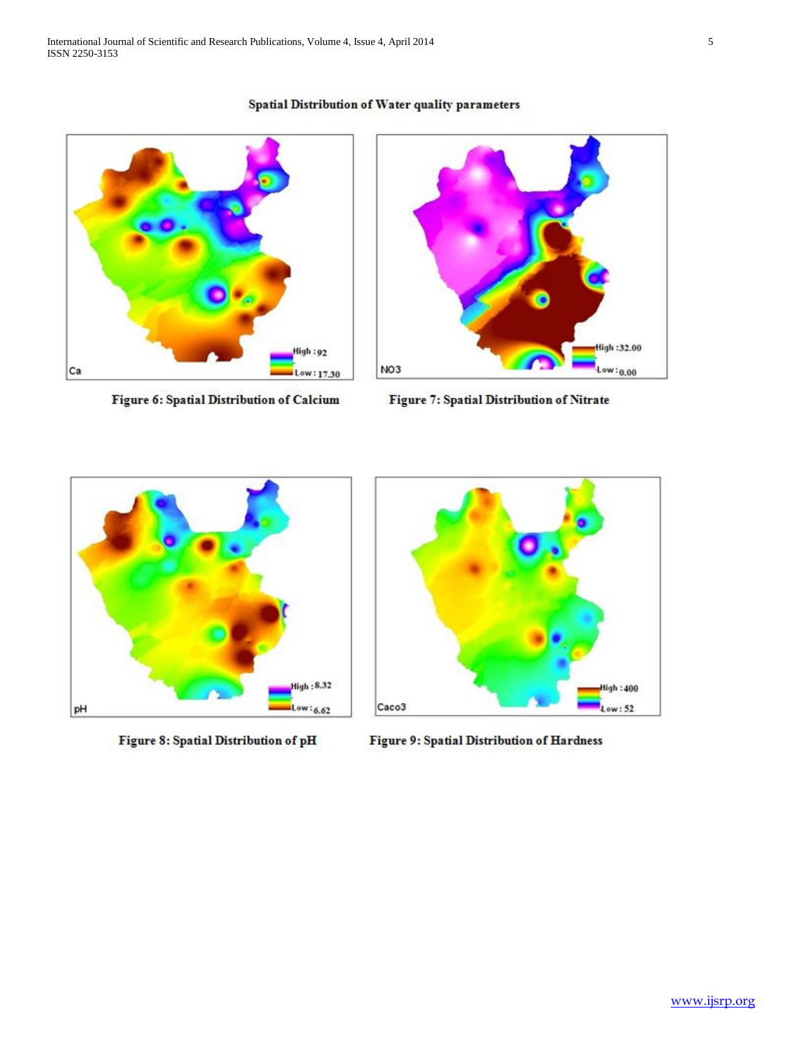**Spatial Distribution of Water quality parameters**

Figure 6: Spatial Distribution of Calcium

Figure 7: Spatial Distribution of Nitrate

Figure 8: Spatial Distribution of pH

Figure 9: Spatial Distribution of Hardness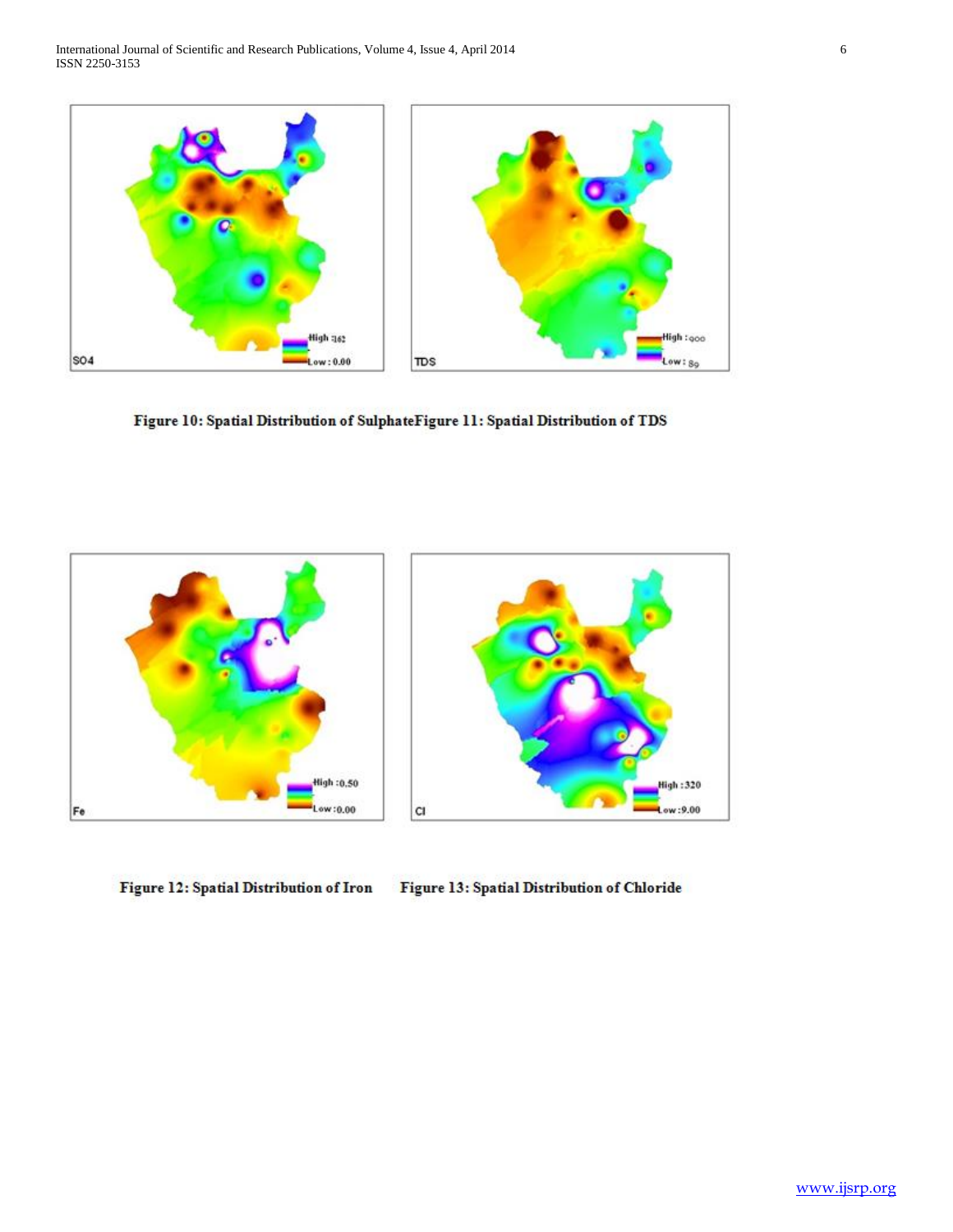Figure 10: Spatial Distribution of Sulphate Figure 11: Spatial Distribution of TDS

Figure 12: Spatial Distribution of Iron Figure 13: Spatial Distribution of Chloride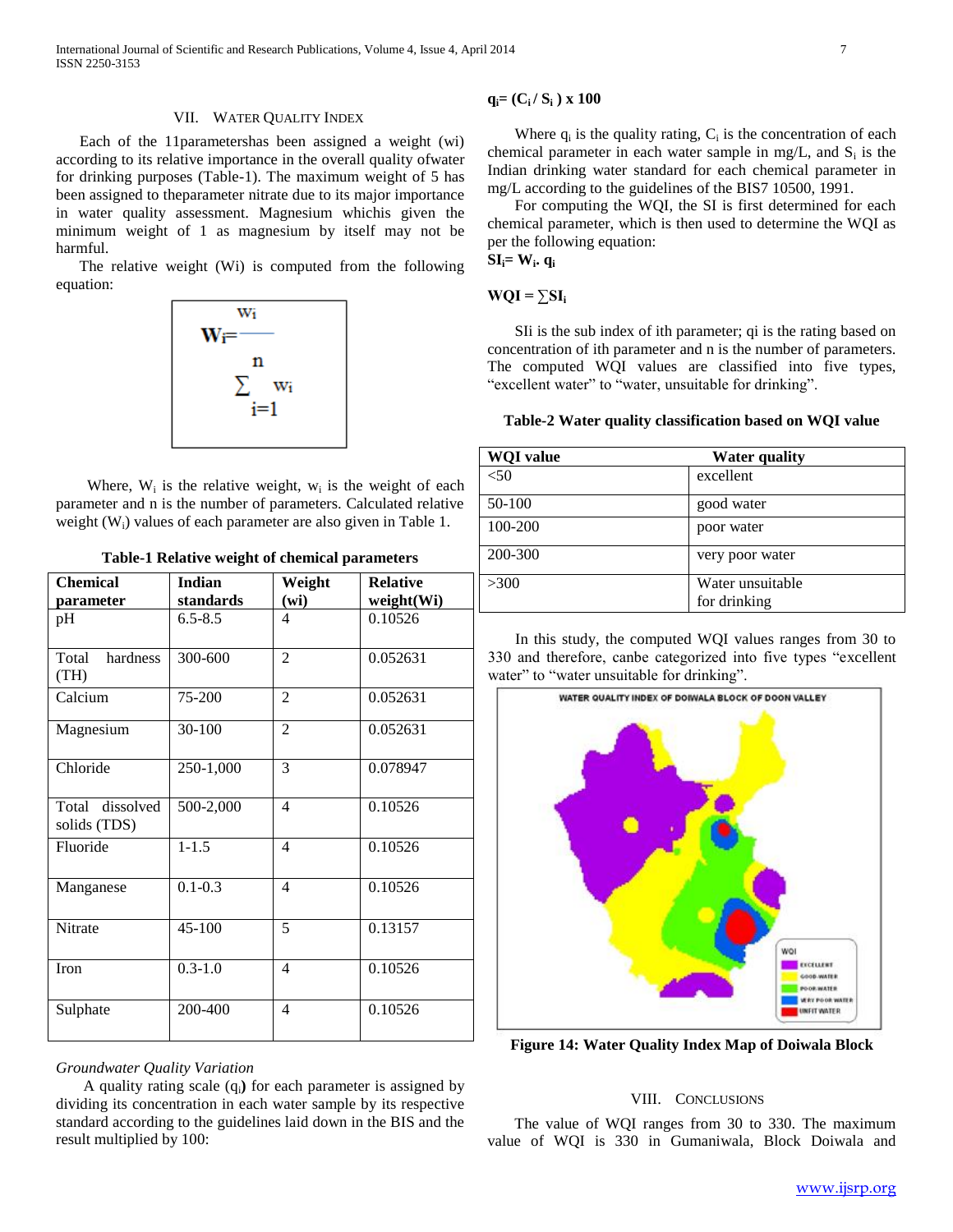## VII. Water Quality Index

Each of the 11parametershas been assigned a weight (wi) according to its relative importance in the overall quality ofwater for drinking purposes (Table-1). The maximum weight of 5 has been assigned to theparameter nitrate due to its major importance in water quality assessment. Magnesium whichis given the minimum weight of 1 as magnesium by itself may not be harmful.

The relative weight (Wi) is computed from the following equation:

$$W_i = \frac{w_i}{\sum_{i=1}^{n} w_i}$$

Where, $W_i$ is the relative weight, $w_i$ is the weight of each parameter and n is the number of parameters. Calculated relative weight ($W_i$) values of each parameter are also given in Table 1.

**Table-1 Relative weight of chemical parameters**

| Chemical parameter | Indian standards | Weight (wi) | Relative weight(Wi) |
|---|---|---|---|
| pH | 6.5-8.5 | 4 | 0.10526 |
| Total hardness (TH) | 300-600 | 2 | 0.052631 |
| Calcium | 75-200 | 2 | 0.052631 |
| Magnesium | 30-100 | 2 | 0.052631 |
| Chloride | 250-1,000 | 3 | 0.078947 |
| Total dissolved solids (TDS) | 500-2,000 | 4 | 0.10526 |
| Fluoride | 1-1.5 | 4 | 0.10526 |
| Manganese | 0.1-0.3 | 4 | 0.10526 |
| Nitrate | 45-100 | 5 | 0.13157 |
| Iron | 0.3-1.0 | 4 | 0.10526 |
| Sulphate | 200-400 | 4 | 0.10526 |

*Groundwater Quality Variation*

A quality rating scale ($q_i$) for each parameter is assigned by dividing its concentration in each water sample by its respective standard according to the guidelines laid down in the BIS and the result multiplied by 100:

$$q_i = (C_i / S_i) \times 100$$

Where $q_i$ is the quality rating, $C_i$ is the concentration of each chemical parameter in each water sample in mg/L, and $S_i$ is the Indian drinking water standard for each chemical parameter in mg/L according to the guidelines of the BIS7 10500, 1991.

For computing the WQI, the SI is first determined for each chemical parameter, which is then used to determine the WQI as per the following equation:

$$SI_i = W_i \cdot q_i$$

$$WQI = \sum SI_i$$

SIi is the sub index of ith parameter; qi is the rating based on concentration of ith parameter and n is the number of parameters. The computed WQI values are classified into five types, "excellent water" to "water, unsuitable for drinking".

**Table-2 Water quality classification based on WQI value**

| WQI value | Water quality |
|---|---|
| <50 | excellent |
| 50-100 | good water |
| 100-200 | poor water |
| 200-300 | very poor water |
| >300 | Water unsuitable for drinking |

In this study, the computed WQI values ranges from 30 to 330 and therefore, canbe categorized into five types "excellent water" to "water unsuitable for drinking".

**Figure 14: Water Quality Index Map of Doiwala Block**

## VIII. Conclusions

The value of WQI ranges from 30 to 330. The maximum value of WQI is 330 in Gumaniwala, Block Doiwala and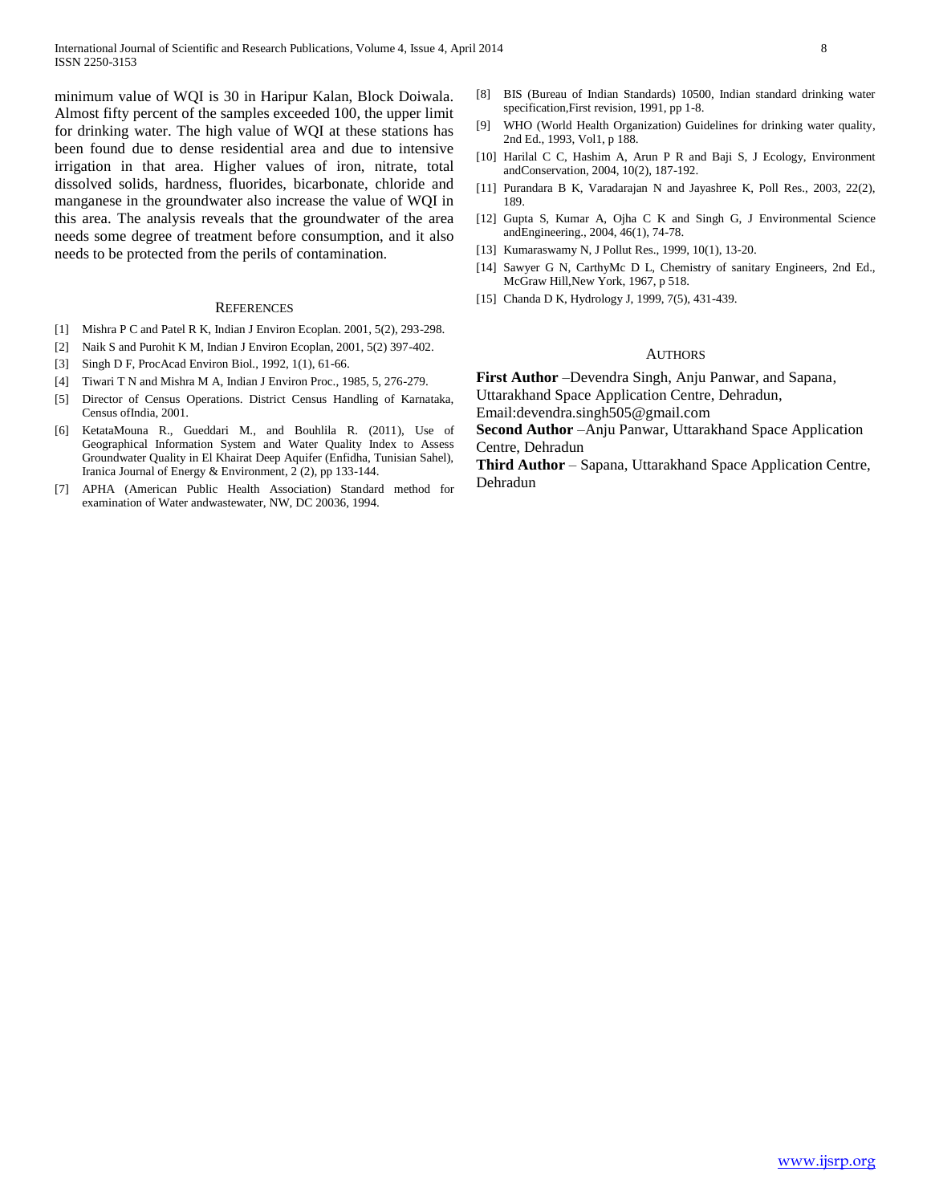minimum value of WQI is 30 in Haripur Kalan, Block Doiwala. Almost fifty percent of the samples exceeded 100, the upper limit for drinking water. The high value of WQI at these stations has been found due to dense residential area and due to intensive irrigation in that area. Higher values of iron, nitrate, total dissolved solids, hardness, fluorides, bicarbonate, chloride and manganese in the groundwater also increase the value of WQI in this area. The analysis reveals that the groundwater of the area needs some degree of treatment before consumption, and it also needs to be protected from the perils of contamination.

## REFERENCES

[1] Mishra P C and Patel R K, Indian J Environ Ecoplan. 2001, 5(2), 293-298.

[2] Naik S and Purohit K M, Indian J Environ Ecoplan, 2001, 5(2) 397-402.

[3] Singh D F, ProcAcad Environ Biol., 1992, 1(1), 61-66.

[4] Tiwari T N and Mishra M A, Indian J Environ Proc., 1985, 5, 276-279.

[5] Director of Census Operations. District Census Handling of Karnataka, Census ofIndia, 2001.

[6] KetataMouna R., Gueddari M., and Bouhlila R. (2011), Use of Geographical Information System and Water Quality Index to Assess Groundwater Quality in El Khairat Deep Aquifer (Enfidha, Tunisian Sahel), Iranica Journal of Energy & Environment, 2 (2), pp 133-144.

[7] APHA (American Public Health Association) Standard method for examination of Water andwastewater, NW, DC 20036, 1994.

[8] BIS (Bureau of Indian Standards) 10500, Indian standard drinking water specification,First revision, 1991, pp 1-8.

[9] WHO (World Health Organization) Guidelines for drinking water quality, 2nd Ed., 1993, Vol1, p 188.

[10] Harilal C C, Hashim A, Arun P R and Baji S, J Ecology, Environment andConservation, 2004, 10(2), 187-192.

[11] Purandara B K, Varadarajan N and Jayashree K, Poll Res., 2003, 22(2), 189.

[12] Gupta S, Kumar A, Ojha C K and Singh G, J Environmental Science andEngineering., 2004, 46(1), 74-78.

[13] Kumaraswamy N, J Pollut Res., 1999, 10(1), 13-20.

[14] Sawyer G N, CarthyMc D L, Chemistry of sanitary Engineers, 2nd Ed., McGraw Hill,New York, 1967, p 518.

[15] Chanda D K, Hydrology J, 1999, 7(5), 431-439.

## AUTHORS

**First Author** –Devendra Singh, Anju Panwar, and Sapana, Uttarakhand Space Application Centre, Dehradun, Email:devendra.singh505@gmail.com

**Second Author** –Anju Panwar, Uttarakhand Space Application Centre, Dehradun

**Third Author** – Sapana, Uttarakhand Space Application Centre, Dehradun